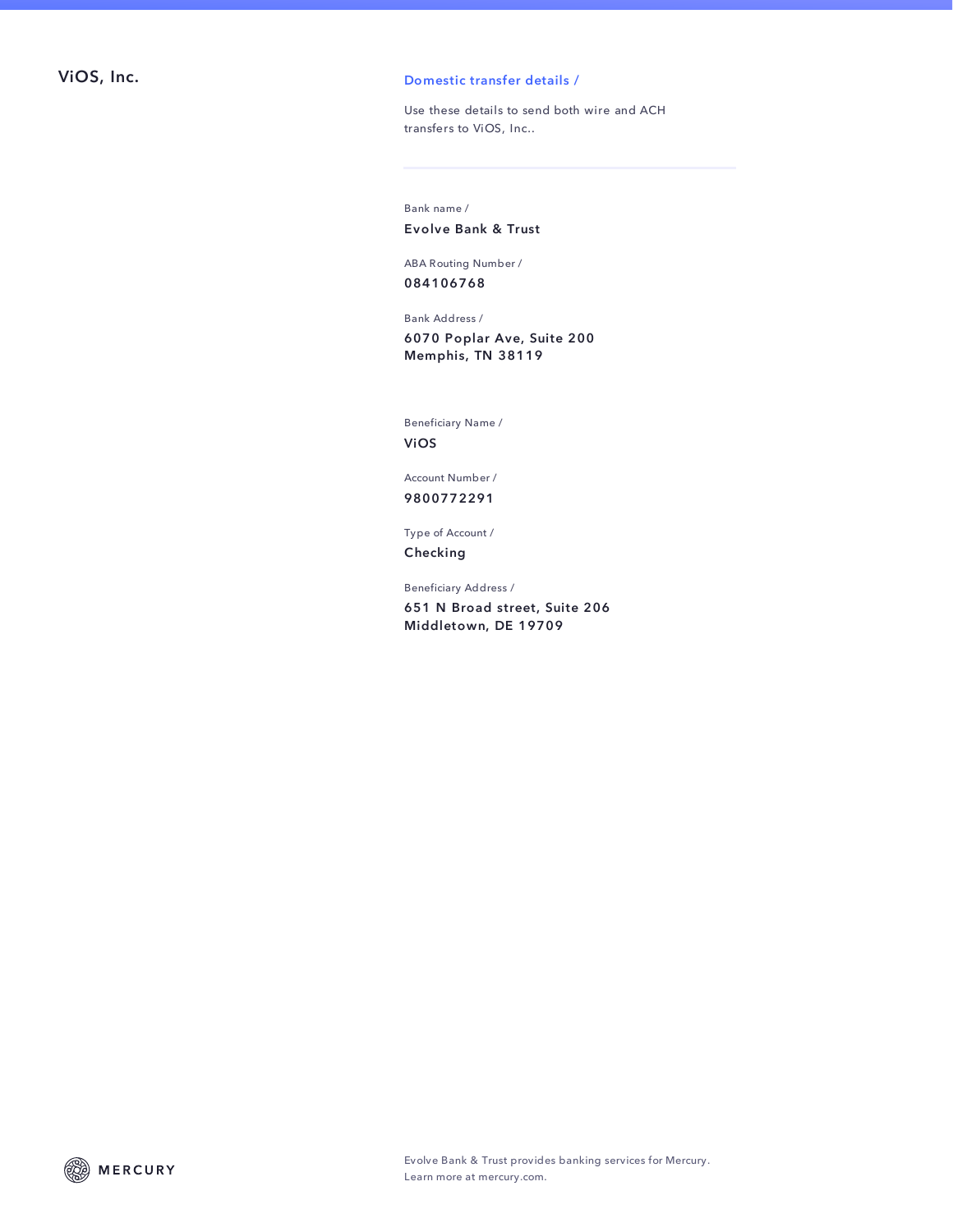# ViOS, Inc.

## Domestic transfer details /

Use these details to send both wire and ACH transfers to ViOS, Inc..

---

Bank name /
**Evolve Bank & Trust**

ABA Routing Number /
**084106768**

Bank Address /
**6070 Poplar Ave, Suite 200**
**Memphis, TN 38119**

Beneficiary Name /
**ViOS**

Account Number /
**9800772291**

Type of Account /
**Checking**

Beneficiary Address /
**651 N Broad street, Suite 206**
**Middletown, DE 19709**

MERCURY

Evolve Bank & Trust provides banking services for Mercury. Learn more at mercury.com.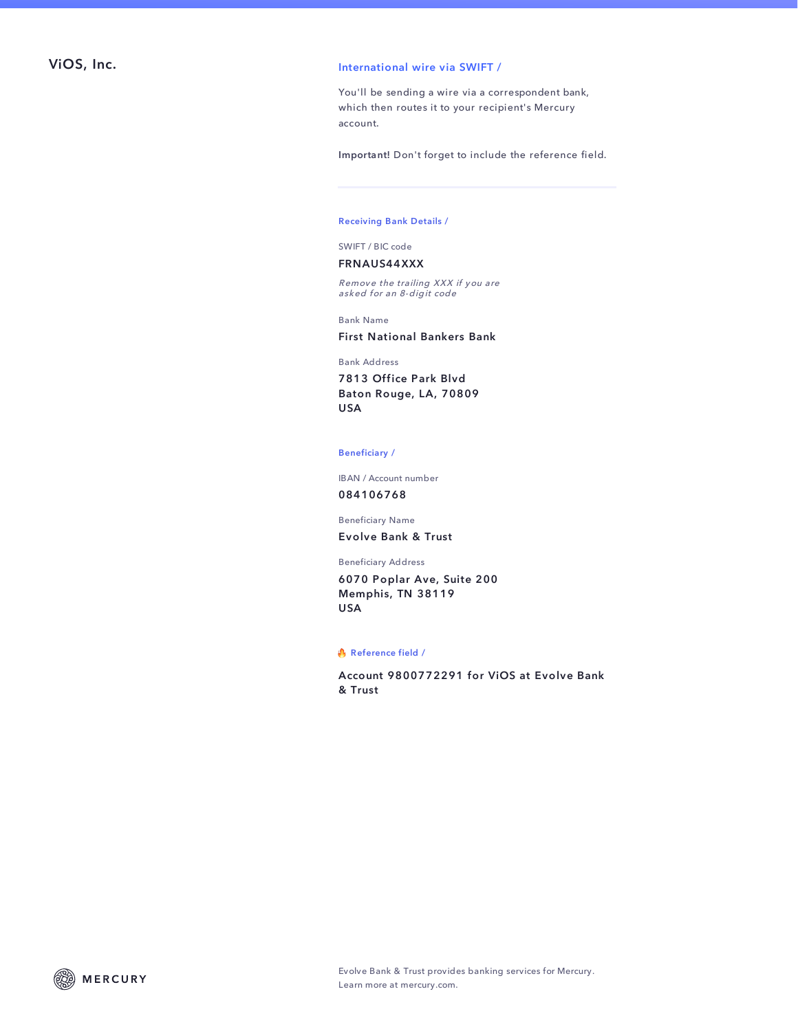# ViOS, Inc.

## International wire via SWIFT /

You'll be sending a wire via a correspondent bank, which then routes it to your recipient's Mercury account.

**Important!** Don't forget to include the reference field.

### Receiving Bank Details /

SWIFT / BIC code

**FRNAUS44XXX**

*Remove the trailing XXX if you are asked for an 8-digit code*

Bank Name

**First National Bankers Bank**

Bank Address

**7813 Office Park Blvd**
**Baton Rouge, LA, 70809**
**USA**

### Beneficiary /

IBAN / Account number

**084106768**

Beneficiary Name

**Evolve Bank & Trust**

Beneficiary Address

**6070 Poplar Ave, Suite 200**
**Memphis, TN 38119**
**USA**

### 🔥 Reference field /

**Account 9800772291 for ViOS at Evolve Bank & Trust**

MERCURY

Evolve Bank & Trust provides banking services for Mercury.
Learn more at mercury.com.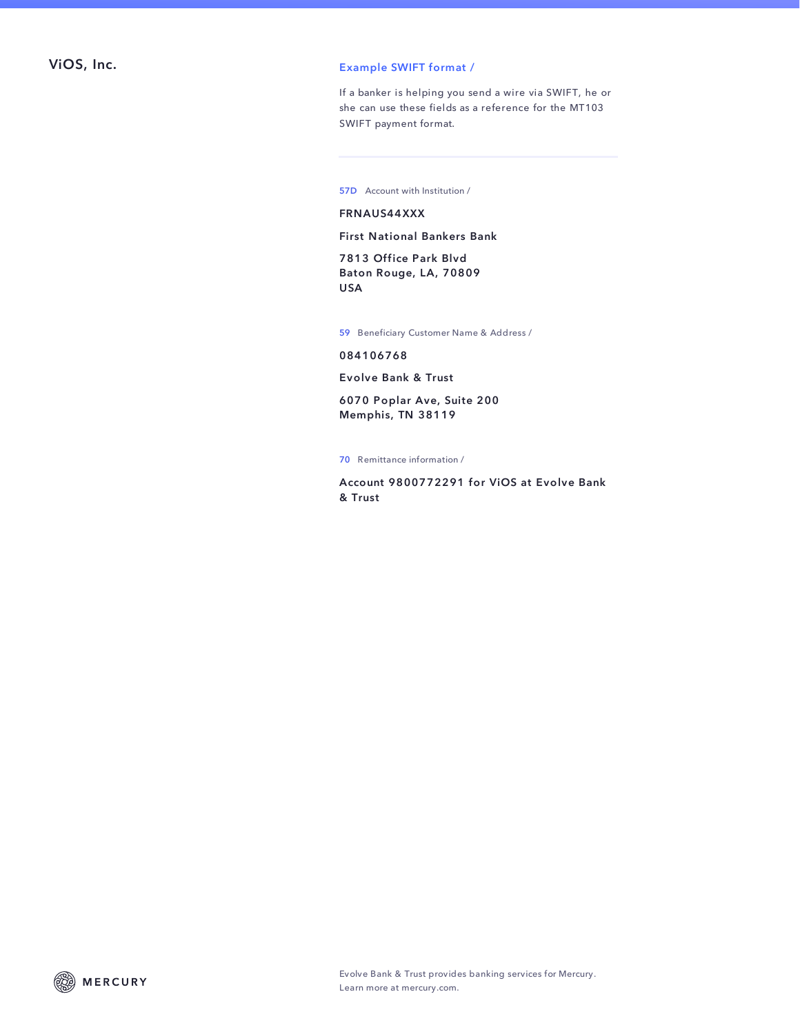ViOS, Inc.

## Example SWIFT format /

If a banker is helping you send a wire via SWIFT, he or she can use these fields as a reference for the MT103 SWIFT payment format.

**57D** Account with Institution /

FRNAUS44XXX

First National Bankers Bank

7813 Office Park Blvd
Baton Rouge, LA, 70809
USA

**59** Beneficiary Customer Name & Address /

084106768

Evolve Bank & Trust

6070 Poplar Ave, Suite 200
Memphis, TN 38119

**70** Remittance information /

Account 9800772291 for ViOS at Evolve Bank & Trust

MERCURY

Evolve Bank & Trust provides banking services for Mercury.
Learn more at mercury.com.